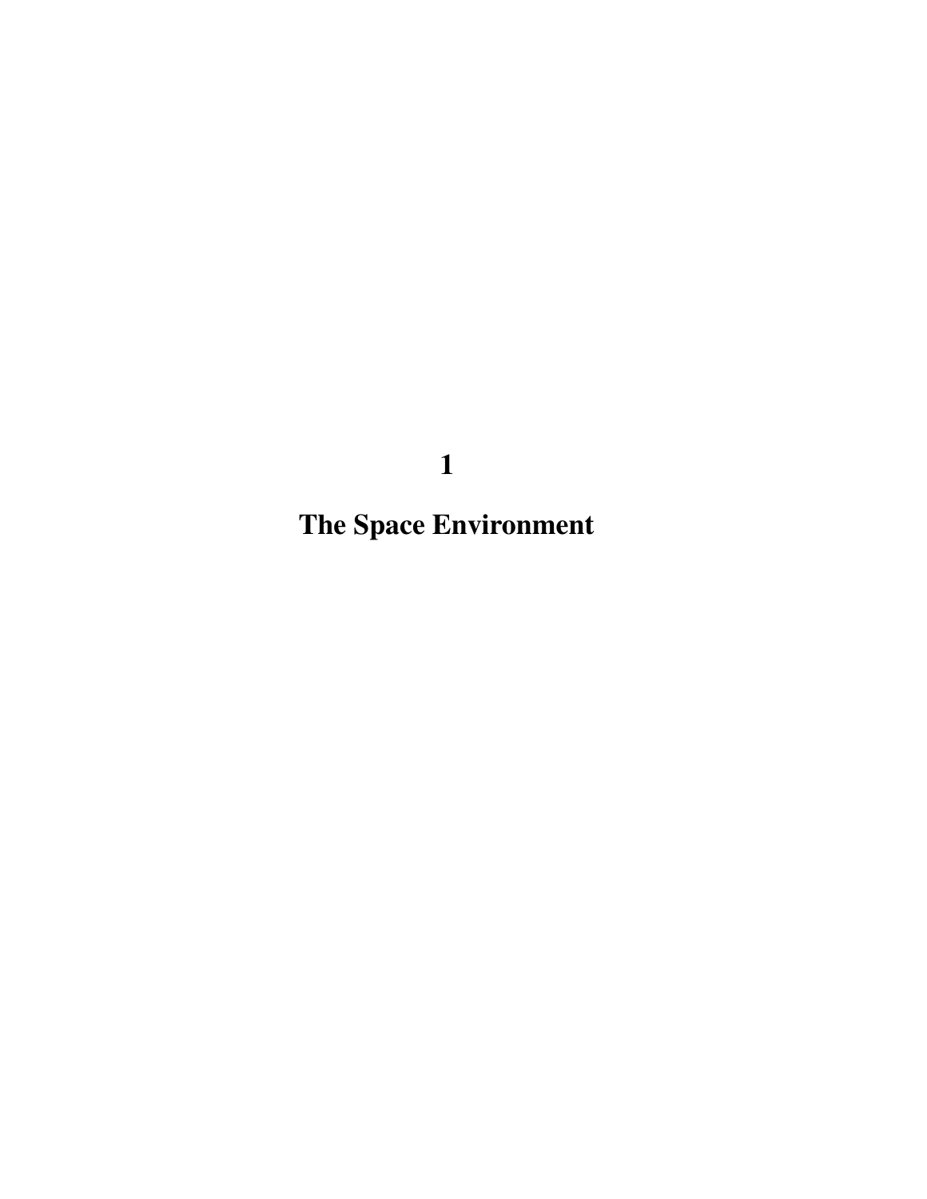# 1

# The Space Environment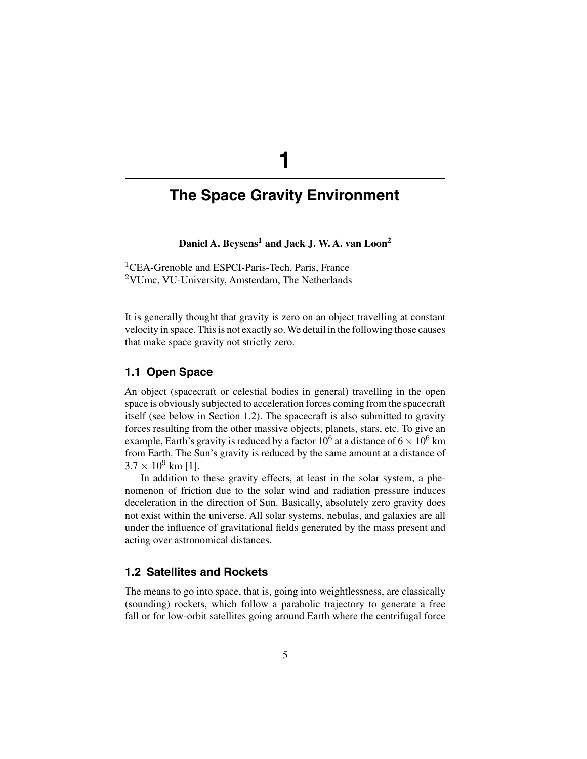# 1

# The Space Gravity Environment

**Daniel A. Beysens[1] and Jack J. W. A. van Loon[2]**

[1]CEA-Grenoble and ESPCI-Paris-Tech, Paris, France
[2]VUmc, VU-University, Amsterdam, The Netherlands

It is generally thought that gravity is zero on an object travelling at constant velocity in space. This is not exactly so. We detail in the following those causes that make space gravity not strictly zero.

## 1.1 Open Space

An object (spacecraft or celestial bodies in general) travelling in the open space is obviously subjected to acceleration forces coming from the spacecraft itself (see below in Section 1.2). The spacecraft is also submitted to gravity forces resulting from the other massive objects, planets, stars, etc. To give an example, Earth's gravity is reduced by a factor $10^6$ at a distance of $6 \times 10^6$ km from Earth. The Sun's gravity is reduced by the same amount at a distance of $3.7 \times 10^9$ km [1].

In addition to these gravity effects, at least in the solar system, a phenomenon of friction due to the solar wind and radiation pressure induces deceleration in the direction of Sun. Basically, absolutely zero gravity does not exist within the universe. All solar systems, nebulas, and galaxies are all under the influence of gravitational fields generated by the mass present and acting over astronomical distances.

## 1.2 Satellites and Rockets

The means to go into space, that is, going into weightlessness, are classically (sounding) rockets, which follow a parabolic trajectory to generate a free fall or for low-orbit satellites going around Earth where the centrifugal force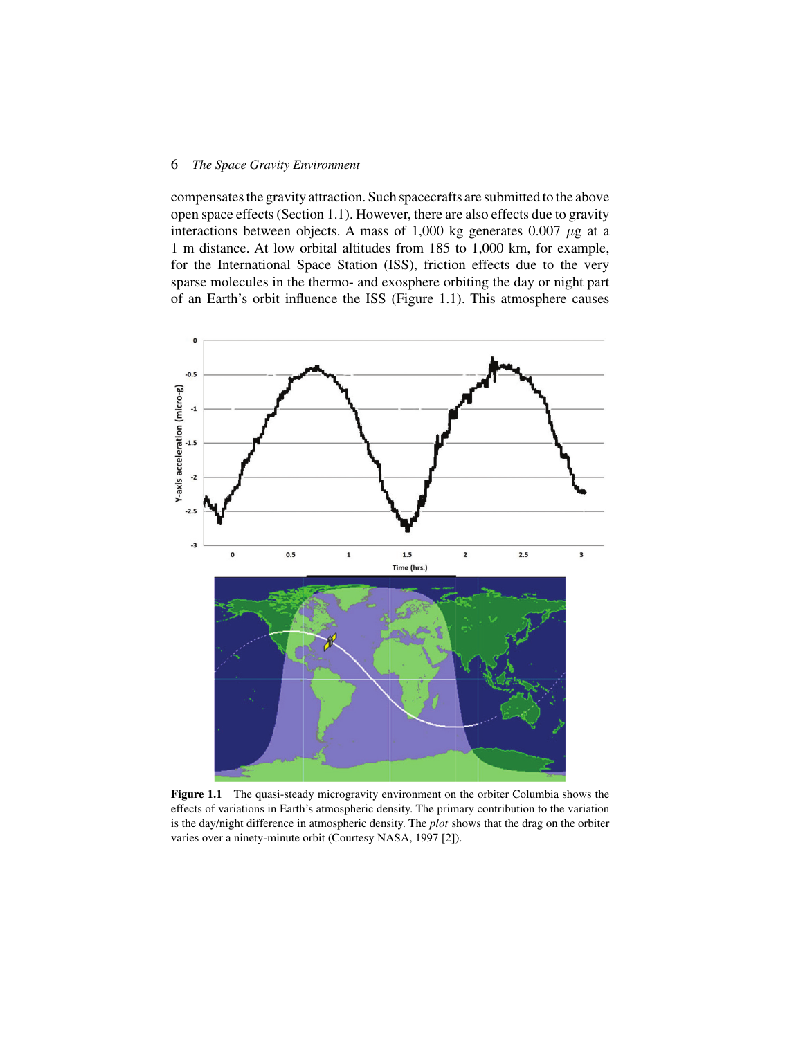compensates the gravity attraction. Such spacecrafts are submitted to the above open space effects (Section 1.1). However, there are also effects due to gravity interactions between objects. A mass of 1,000 kg generates 0.007 $\mu$g at a 1 m distance. At low orbital altitudes from 185 to 1,000 km, for example, for the International Space Station (ISS), friction effects due to the very sparse molecules in the thermo- and exosphere orbiting the day or night part of an Earth's orbit influence the ISS (Figure 1.1). This atmosphere causes

**Figure 1.1** The quasi-steady microgravity environment on the orbiter Columbia shows the effects of variations in Earth's atmospheric density. The primary contribution to the variation is the day/night difference in atmospheric density. The *plot* shows that the drag on the orbiter varies over a ninety-minute orbit (Courtesy NASA, 1997 [2]).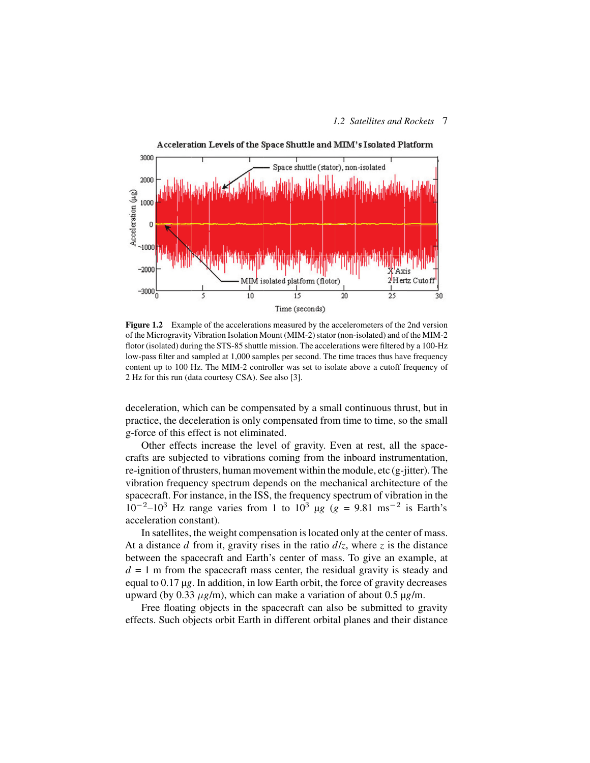**Figure 1.2** Example of the accelerations measured by the accelerometers of the 2nd version of the Microgravity Vibration Isolation Mount (MIM-2) stator (non-isolated) and of the MIM-2 flotor (isolated) during the STS-85 shuttle mission. The accelerations were filtered by a 100-Hz low-pass filter and sampled at 1,000 samples per second. The time traces thus have frequency content up to 100 Hz. The MIM-2 controller was set to isolate above a cutoff frequency of 2 Hz for this run (data courtesy CSA). See also [3].

deceleration, which can be compensated by a small continuous thrust, but in practice, the deceleration is only compensated from time to time, so the small g-force of this effect is not eliminated.

Other effects increase the level of gravity. Even at rest, all the spacecrafts are subjected to vibrations coming from the inboard instrumentation, re-ignition of thrusters, human movement within the module, etc (g-jitter). The vibration frequency spectrum depends on the mechanical architecture of the spacecraft. For instance, in the ISS, the frequency spectrum of vibration in the $10^{-2}$–$10^{3}$ Hz range varies from 1 to $10^{3}$ μg ($g$ = 9.81 ms$^{-2}$ is Earth's acceleration constant).

In satellites, the weight compensation is located only at the center of mass. At a distance $d$ from it, gravity rises in the ratio $d/z$, where $z$ is the distance between the spacecraft and Earth's center of mass. To give an example, at $d$ = 1 m from the spacecraft mass center, the residual gravity is steady and equal to 0.17 μ$g$. In addition, in low Earth orbit, the force of gravity decreases upward (by 0.33 $\mu g$/m), which can make a variation of about 0.5 μ$g$/m.

Free floating objects in the spacecraft can also be submitted to gravity effects. Such objects orbit Earth in different orbital planes and their distance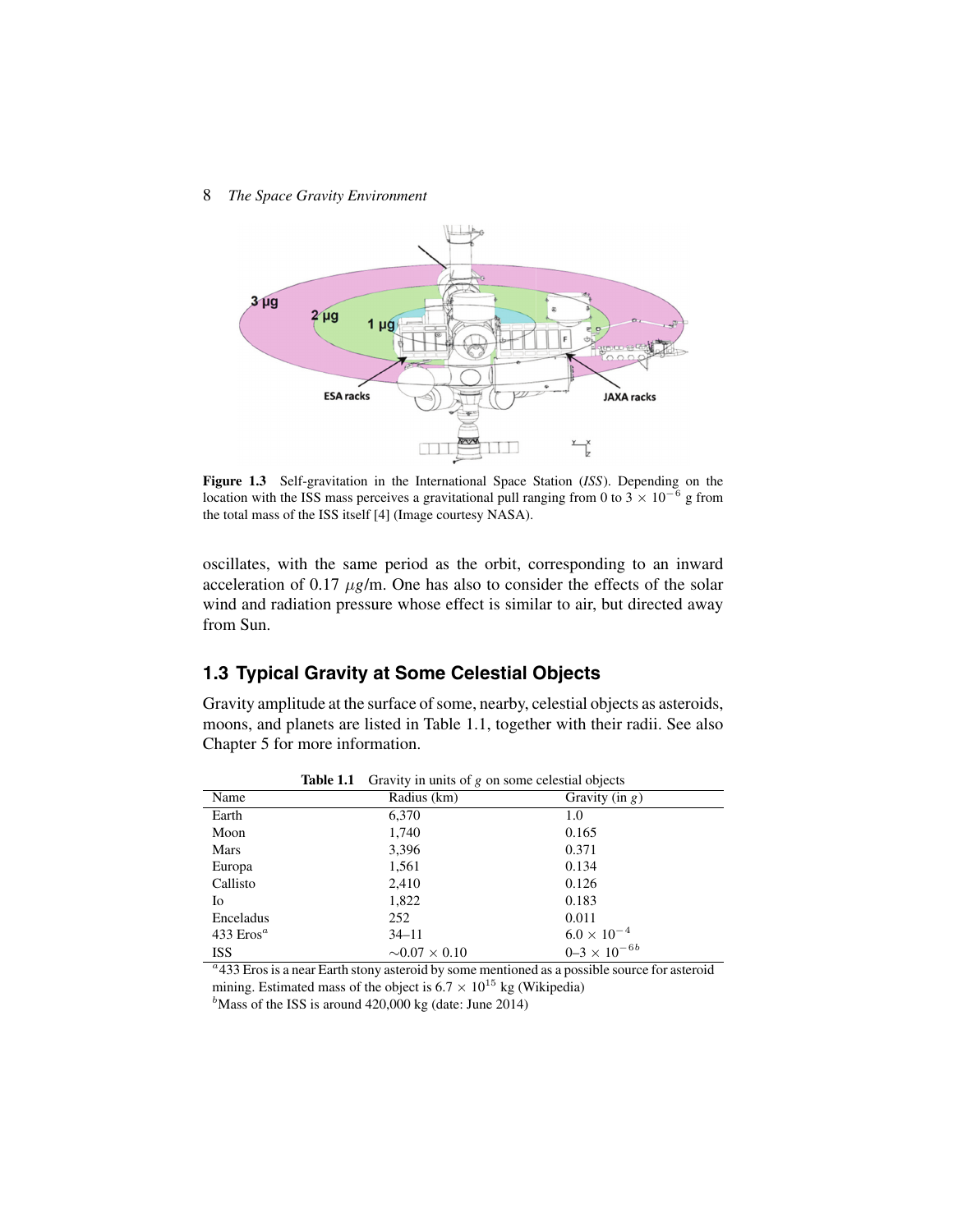Figure 1.3 Self-gravitation in the International Space Station (*ISS*). Depending on the location with the ISS mass perceives a gravitational pull ranging from 0 to $3 \times 10^{-6}$ g from the total mass of the ISS itself [4] (Image courtesy NASA).

oscillates, with the same period as the orbit, corresponding to an inward acceleration of 0.17 $\mu g$/m. One has also to consider the effects of the solar wind and radiation pressure whose effect is similar to air, but directed away from Sun.

## 1.3 Typical Gravity at Some Celestial Objects

Gravity amplitude at the surface of some, nearby, celestial objects as asteroids, moons, and planets are listed in Table 1.1, together with their radii. See also Chapter 5 for more information.

**Table 1.1** Gravity in units of $g$ on some celestial objects

| Name | Radius (km) | Gravity (in $g$) |
|---|---|---|
| Earth | 6,370 | 1.0 |
| Moon | 1,740 | 0.165 |
| Mars | 3,396 | 0.371 |
| Europa | 1,561 | 0.134 |
| Callisto | 2,410 | 0.126 |
| Io | 1,822 | 0.183 |
| Enceladus | 252 | 0.011 |
| 433 Eros[a] | 34–11 | $6.0 \times 10^{-4}$ |
| ISS | $\sim 0.07 \times 0.10$ | 0–$3 \times 10^{-6}$ [b] |

[a] 433 Eros is a near Earth stony asteroid by some mentioned as a possible source for asteroid mining. Estimated mass of the object is $6.7 \times 10^{15}$ kg (Wikipedia)

[b] Mass of the ISS is around 420,000 kg (date: June 2014)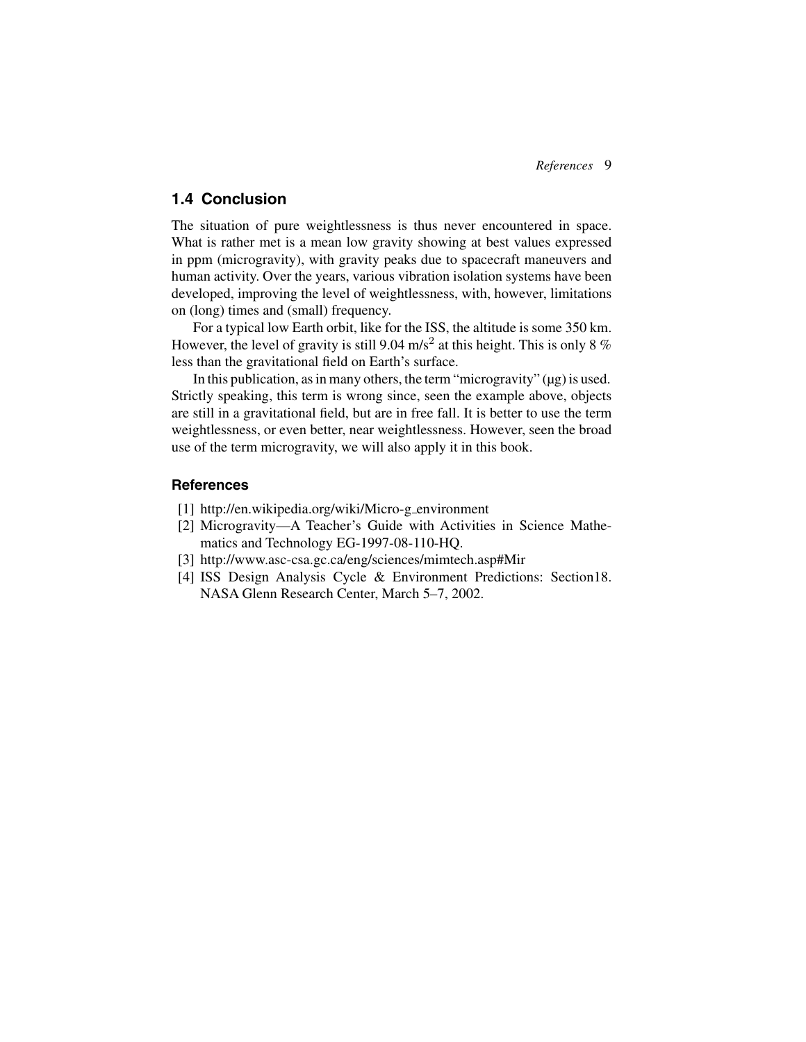## 1.4 Conclusion

The situation of pure weightlessness is thus never encountered in space. What is rather met is a mean low gravity showing at best values expressed in ppm (microgravity), with gravity peaks due to spacecraft maneuvers and human activity. Over the years, various vibration isolation systems have been developed, improving the level of weightlessness, with, however, limitations on (long) times and (small) frequency.

For a typical low Earth orbit, like for the ISS, the altitude is some 350 km. However, the level of gravity is still 9.04 m/s$^2$ at this height. This is only 8 % less than the gravitational field on Earth's surface.

In this publication, as in many others, the term "microgravity" (μg) is used. Strictly speaking, this term is wrong since, seen the example above, objects are still in a gravitational field, but are in free fall. It is better to use the term weightlessness, or even better, near weightlessness. However, seen the broad use of the term microgravity, we will also apply it in this book.

### References

[1] http://en.wikipedia.org/wiki/Micro-g_environment

[2] Microgravity—A Teacher's Guide with Activities in Science Mathematics and Technology EG-1997-08-110-HQ.

[3] http://www.asc-csa.gc.ca/eng/sciences/mimtech.asp#Mir

[4] ISS Design Analysis Cycle & Environment Predictions: Section18. NASA Glenn Research Center, March 5–7, 2002.